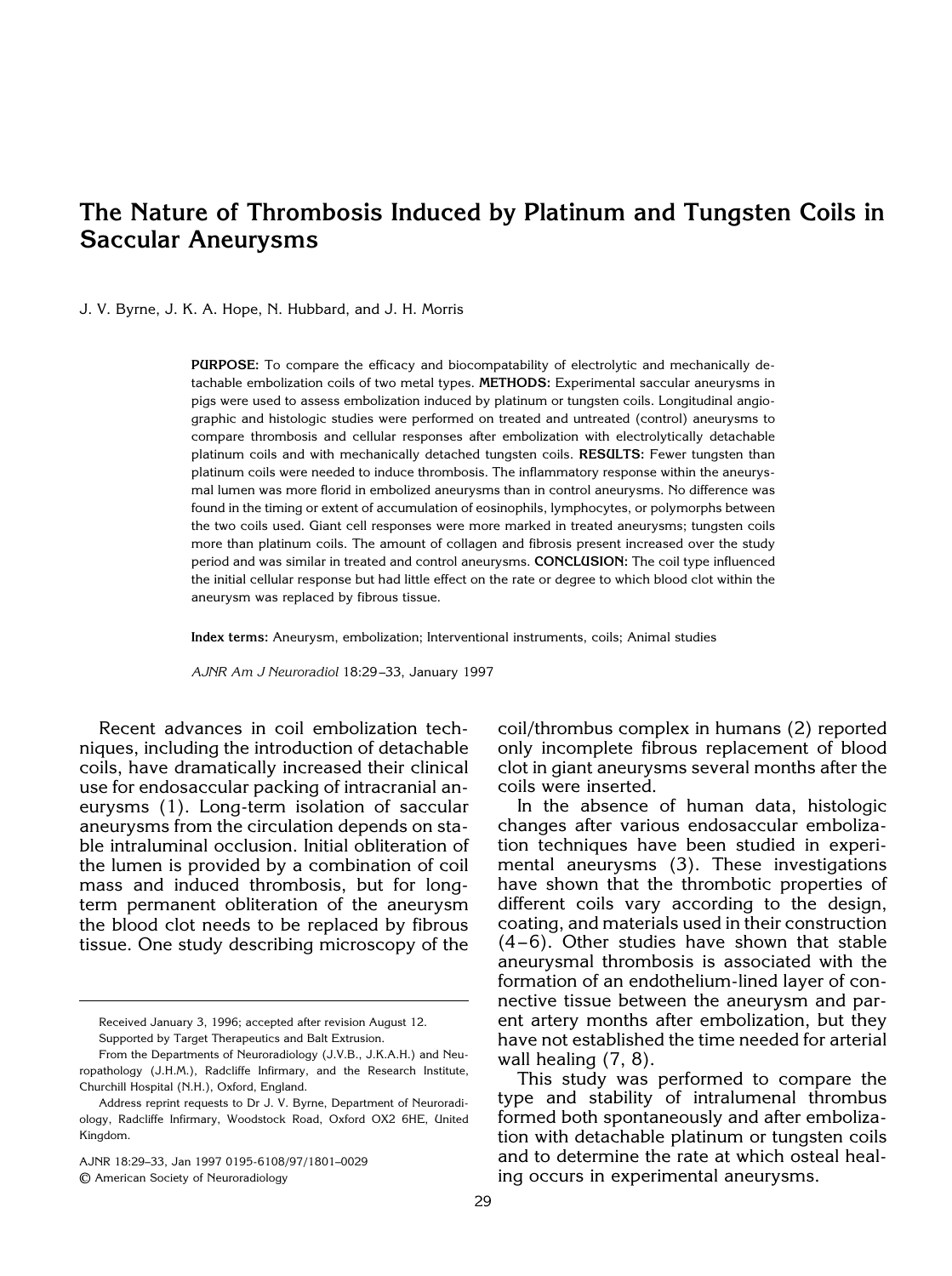# The Nature of Thrombosis Induced by Platinum and Tungsten Coils in Saccular Aneurysms

J. V. Byrne, J. K. A. Hope, N. Hubbard, and J. H. Morris

**PURPOSE:** To compare the efficacy and biocompatability of electrolytic and mechanically detachable embolization coils of two metal types. **METHODS:** Experimental saccular aneurysms in pigs were used to assess embolization induced by platinum or tungsten coils. Longitudinal angiographic and histologic studies were performed on treated and untreated (control) aneurysms to compare thrombosis and cellular responses after embolization with electrolytically detachable platinum coils and with mechanically detached tungsten coils. **RESULTS:** Fewer tungsten than platinum coils were needed to induce thrombosis. The inflammatory response within the aneurysmal lumen was more florid in embolized aneurysms than in control aneurysms. No difference was found in the timing or extent of accumulation of eosinophils, lymphocytes, or polymorphs between the two coils used. Giant cell responses were more marked in treated aneurysms; tungsten coils more than platinum coils. The amount of collagen and fibrosis present increased over the study period and was similar in treated and control aneurysms. **CONCLUSION:** The coil type influenced the initial cellular response but had little effect on the rate or degree to which blood clot within the aneurysm was replaced by fibrous tissue.

**Index terms:** Aneurysm, embolization; Interventional instruments, coils; Animal studies

*AJNR Am J Neuroradiol* 18:29–33, January 1997

Recent advances in coil embolization techniques, including the introduction of detachable coils, have dramatically increased their clinical use for endosaccular packing of intracranial aneurysms (1). Long-term isolation of saccular aneurysms from the circulation depends on stable intraluminal occlusion. Initial obliteration of the lumen is provided by a combination of coil mass and induced thrombosis, but for long-term permanent obliteration of the aneurysm the blood clot needs to be replaced by fibrous tissue. One study describing microscopy of the coil/thrombus complex in humans (2) reported only incomplete fibrous replacement of blood clot in giant aneurysms several months after the coils were inserted.

In the absence of human data, histologic changes after various endosaccular embolization techniques have been studied in experimental aneurysms (3). These investigations have shown that the thrombotic properties of different coils vary according to the design, coating, and materials used in their construction (4–6). Other studies have shown that stable aneurysmal thrombosis is associated with the formation of an endothelium-lined layer of connective tissue between the aneurysm and parent artery months after embolization, but they have not established the time needed for arterial wall healing (7, 8).

This study was performed to compare the type and stability of intralumenal thrombus formed both spontaneously and after embolization with detachable platinum or tungsten coils and to determine the rate at which osteal healing occurs in experimental aneurysms.

Received January 3, 1996; accepted after revision August 12.

Supported by Target Therapeutics and Balt Extrusion.

From the Departments of Neuroradiology (J.V.B., J.K.A.H.) and Neuropathology (J.H.M.), Radcliffe Infirmary, and the Research Institute, Churchill Hospital (N.H.), Oxford, England.

Address reprint requests to Dr J. V. Byrne, Department of Neuroradiology, Radcliffe Infirmary, Woodstock Road, Oxford OX2 6HE, United Kingdom.

AJNR 18:29–33, Jan 1997 0195-6108/97/1801–0029
© American Society of Neuroradiology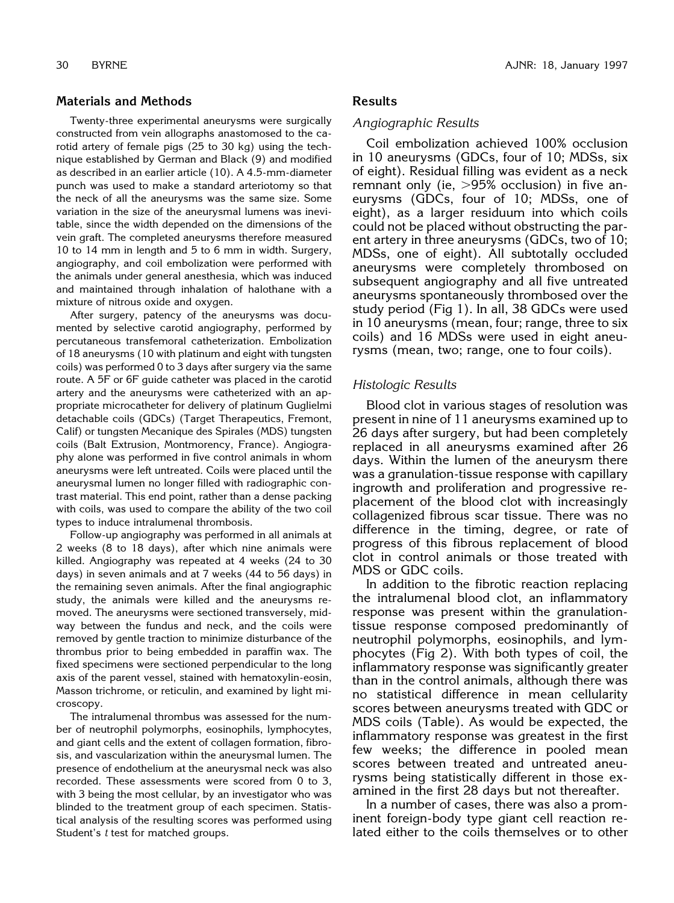## Materials and Methods

Twenty-three experimental aneurysms were surgically constructed from vein allographs anastomosed to the carotid artery of female pigs (25 to 30 kg) using the technique established by German and Black (9) and modified as described in an earlier article (10). A 4.5-mm-diameter punch was used to make a standard arteriotomy so that the neck of all the aneurysms was the same size. Some variation in the size of the aneurysmal lumens was inevitable, since the width depended on the dimensions of the vein graft. The completed aneurysms therefore measured 10 to 14 mm in length and 5 to 6 mm in width. Surgery, angiography, and coil embolization were performed with the animals under general anesthesia, which was induced and maintained through inhalation of halothane with a mixture of nitrous oxide and oxygen.

After surgery, patency of the aneurysms was documented by selective carotid angiography, performed by percutaneous transfemoral catheterization. Embolization of 18 aneurysms (10 with platinum and eight with tungsten coils) was performed 0 to 3 days after surgery via the same route. A 5F or 6F guide catheter was placed in the carotid artery and the aneurysms were catheterized with an appropriate microcatheter for delivery of platinum Guglielmi detachable coils (GDCs) (Target Therapeutics, Fremont, Calif) or tungsten Mecanique des Spirales (MDS) tungsten coils (Balt Extrusion, Montmorency, France). Angiography alone was performed in five control animals in whom aneurysms were left untreated. Coils were placed until the aneurysmal lumen no longer filled with radiographic contrast material. This end point, rather than a dense packing with coils, was used to compare the ability of the two coil types to induce intralumenal thrombosis.

Follow-up angiography was performed in all animals at 2 weeks (8 to 18 days), after which nine animals were killed. Angiography was repeated at 4 weeks (24 to 30 days) in seven animals and at 7 weeks (44 to 56 days) in the remaining seven animals. After the final angiographic study, the animals were killed and the aneurysms removed. The aneurysms were sectioned transversely, midway between the fundus and neck, and the coils were removed by gentle traction to minimize disturbance of the thrombus prior to being embedded in paraffin wax. The fixed specimens were sectioned perpendicular to the long axis of the parent vessel, stained with hematoxylin-eosin, Masson trichrome, or reticulin, and examined by light microscopy.

The intralumenal thrombus was assessed for the number of neutrophil polymorphs, eosinophils, lymphocytes, and giant cells and the extent of collagen formation, fibrosis, and vascularization within the aneurysmal lumen. The presence of endothelium at the aneurysmal neck was also recorded. These assessments were scored from 0 to 3, with 3 being the most cellular, by an investigator who was blinded to the treatment group of each specimen. Statistical analysis of the resulting scores was performed using Student's $t$ test for matched groups.

## Results

### *Angiographic Results*

Coil embolization achieved 100% occlusion in 10 aneurysms (GDCs, four of 10; MDSs, six of eight). Residual filling was evident as a neck remnant only (ie, >95% occlusion) in five aneurysms (GDCs, four of 10; MDSs, one of eight), as a larger residuum into which coils could not be placed without obstructing the parent artery in three aneurysms (GDCs, two of 10; MDSs, one of eight). All subtotally occluded aneurysms were completely thrombosed on subsequent angiography and all five untreated aneurysms spontaneously thrombosed over the study period (Fig 1). In all, 38 GDCs were used in 10 aneurysms (mean, four; range, three to six coils) and 16 MDSs were used in eight aneurysms (mean, two; range, one to four coils).

### *Histologic Results*

Blood clot in various stages of resolution was present in nine of 11 aneurysms examined up to 26 days after surgery, but had been completely replaced in all aneurysms examined after 26 days. Within the lumen of the aneurysm there was a granulation-tissue response with capillary ingrowth and proliferation and progressive replacement of the blood clot with increasingly collagenized fibrous scar tissue. There was no difference in the timing, degree, or rate of progress of this fibrous replacement of blood clot in control animals or those treated with MDS or GDC coils.

In addition to the fibrotic reaction replacing the intralumenal blood clot, an inflammatory response was present within the granulation-tissue response composed predominantly of neutrophil polymorphs, eosinophils, and lymphocytes (Fig 2). With both types of coil, the inflammatory response was significantly greater than in the control animals, although there was no statistical difference in mean cellularity scores between aneurysms treated with GDC or MDS coils (Table). As would be expected, the inflammatory response was greatest in the first few weeks; the difference in pooled mean scores between treated and untreated aneurysms being statistically different in those examined in the first 28 days but not thereafter.

In a number of cases, there was also a prominent foreign-body type giant cell reaction related either to the coils themselves or to other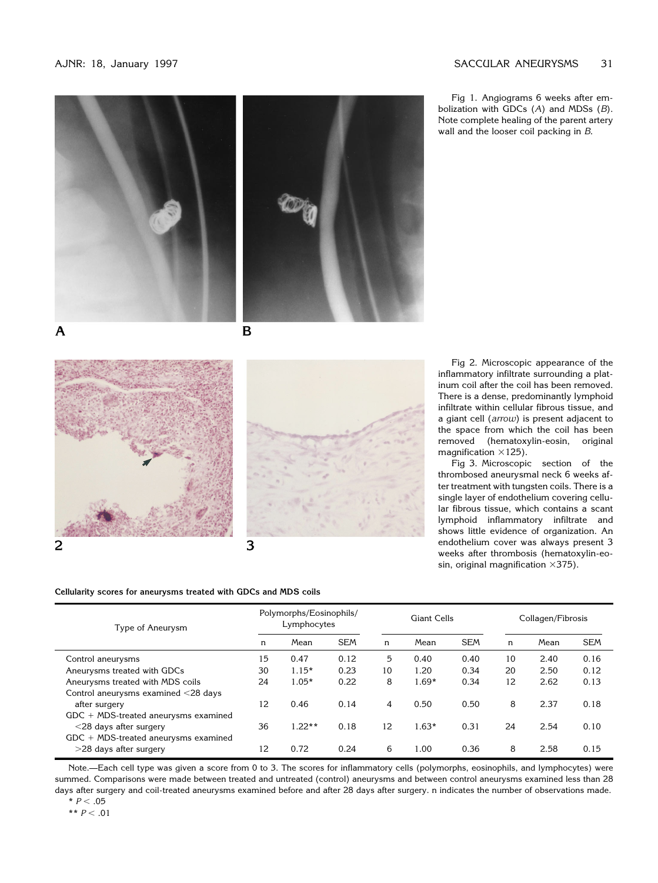Fig 1. Angiograms 6 weeks after embolization with GDCs (*A*) and MDSs (*B*). Note complete healing of the parent artery wall and the looser coil packing in *B*.

Fig 2. Microscopic appearance of the inflammatory infiltrate surrounding a platinum coil after the coil has been removed. There is a dense, predominantly lymphoid infiltrate within cellular fibrous tissue, and a giant cell (*arrow*) is present adjacent to the space from which the coil has been removed (hematoxylin-eosin, original magnification ×125).

Fig 3. Microscopic section of the thrombosed aneurysmal neck 6 weeks after treatment with tungsten coils. There is a single layer of endothelium covering cellular fibrous tissue, which contains a scant lymphoid inflammatory infiltrate and shows little evidence of organization. An endothelium cover was always present 3 weeks after thrombosis (hematoxylin-eosin, original magnification ×375).

**Cellularity scores for aneurysms treated with GDCs and MDS coils**

| Type of Aneurysm | Polymorphs/Eosinophils/Lymphocytes | | | Giant Cells | | | Collagen/Fibrosis | | |
|---|---|---|---|---|---|---|---|---|---|
| | n | Mean | SEM | n | Mean | SEM | n | Mean | SEM |
| Control aneurysms | 15 | 0.47 | 0.12 | 5 | 0.40 | 0.40 | 10 | 2.40 | 0.16 |
| Aneurysms treated with GDCs | 30 | 1.15* | 0.23 | 10 | 1.20 | 0.34 | 20 | 2.50 | 0.12 |
| Aneurysms treated with MDS coils | 24 | 1.05* | 0.22 | 8 | 1.69* | 0.34 | 12 | 2.62 | 0.13 |
| Control aneurysms examined <28 days after surgery | 12 | 0.46 | 0.14 | 4 | 0.50 | 0.50 | 8 | 2.37 | 0.18 |
| GDC + MDS-treated aneurysms examined <28 days after surgery | 36 | 1.22** | 0.18 | 12 | 1.63* | 0.31 | 24 | 2.54 | 0.10 |
| GDC + MDS-treated aneurysms examined >28 days after surgery | 12 | 0.72 | 0.24 | 6 | 1.00 | 0.36 | 8 | 2.58 | 0.15 |

Note.—Each cell type was given a score from 0 to 3. The scores for inflammatory cells (polymorphs, eosinophils, and lymphocytes) were summed. Comparisons were made between treated and untreated (control) aneurysms and between control aneurysms examined less than 28 days after surgery and coil-treated aneurysms examined before and after 28 days after surgery. n indicates the number of observations made.

* $P < .05$

** $P < .01$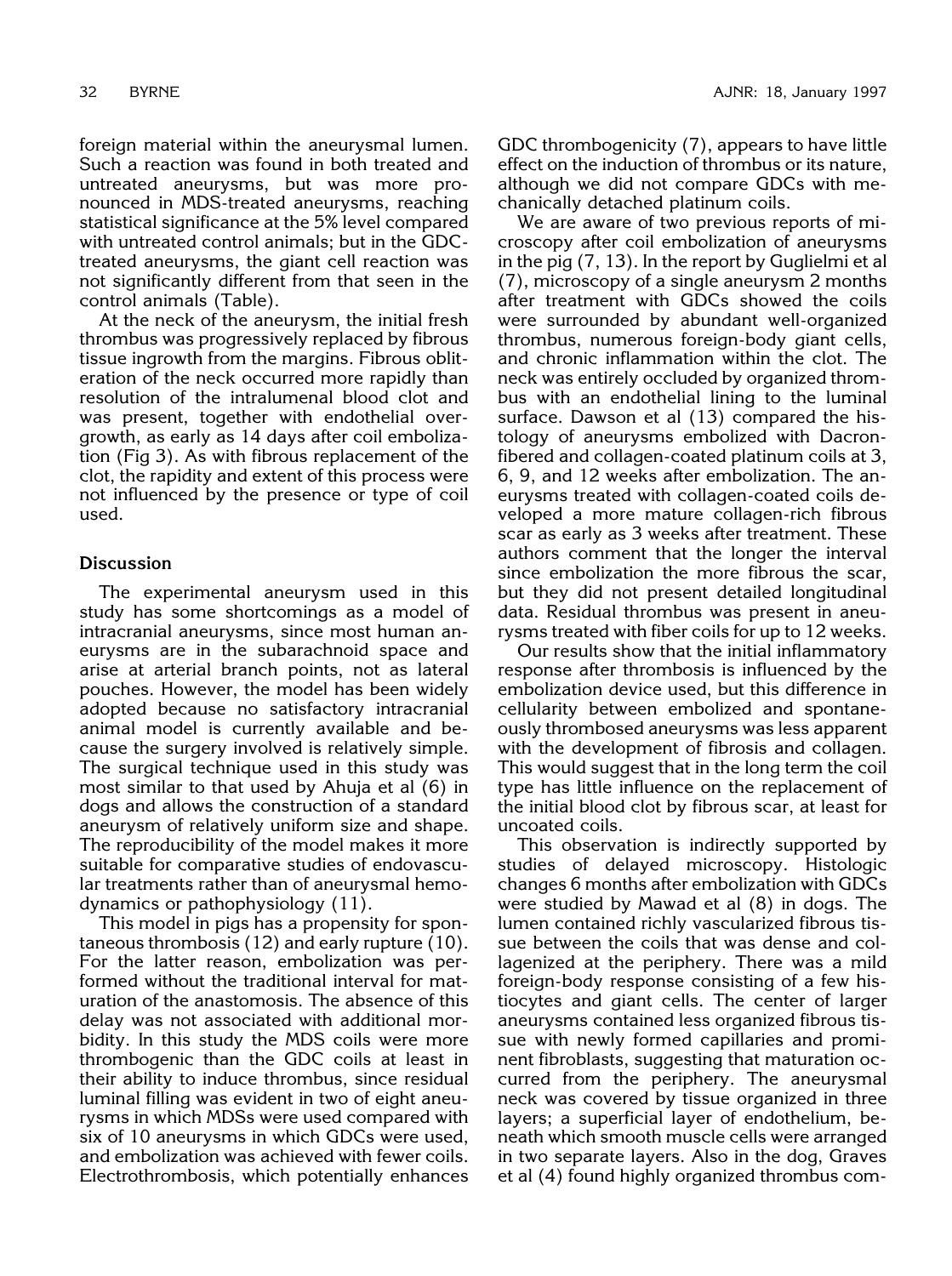foreign material within the aneurysmal lumen. Such a reaction was found in both treated and untreated aneurysms, but was more pronounced in MDS-treated aneurysms, reaching statistical significance at the 5% level compared with untreated control animals; but in the GDC-treated aneurysms, the giant cell reaction was not significantly different from that seen in the control animals (Table).

At the neck of the aneurysm, the initial fresh thrombus was progressively replaced by fibrous tissue ingrowth from the margins. Fibrous obliteration of the neck occurred more rapidly than resolution of the intralumenal blood clot and was present, together with endothelial overgrowth, as early as 14 days after coil embolization (Fig 3). As with fibrous replacement of the clot, the rapidity and extent of this process were not influenced by the presence or type of coil used.

## Discussion

The experimental aneurysm used in this study has some shortcomings as a model of intracranial aneurysms, since most human aneurysms are in the subarachnoid space and arise at arterial branch points, not as lateral pouches. However, the model has been widely adopted because no satisfactory intracranial animal model is currently available and because the surgery involved is relatively simple. The surgical technique used in this study was most similar to that used by Ahuja et al (6) in dogs and allows the construction of a standard aneurysm of relatively uniform size and shape. The reproducibility of the model makes it more suitable for comparative studies of endovascular treatments rather than of aneurysmal hemodynamics or pathophysiology (11).

This model in pigs has a propensity for spontaneous thrombosis (12) and early rupture (10). For the latter reason, embolization was performed without the traditional interval for maturation of the anastomosis. The absence of this delay was not associated with additional morbidity. In this study the MDS coils were more thrombogenic than the GDC coils at least in their ability to induce thrombus, since residual luminal filling was evident in two of eight aneurysms in which MDSs were used compared with six of 10 aneurysms in which GDCs were used, and embolization was achieved with fewer coils. Electrothrombosis, which potentially enhances GDC thrombogenicity (7), appears to have little effect on the induction of thrombus or its nature, although we did not compare GDCs with mechanically detached platinum coils.

We are aware of two previous reports of microscopy after coil embolization of aneurysms in the pig (7, 13). In the report by Guglielmi et al (7), microscopy of a single aneurysm 2 months after treatment with GDCs showed the coils were surrounded by abundant well-organized thrombus, numerous foreign-body giant cells, and chronic inflammation within the clot. The neck was entirely occluded by organized thrombus with an endothelial lining to the luminal surface. Dawson et al (13) compared the histology of aneurysms embolized with Dacron-fibered and collagen-coated platinum coils at 3, 6, 9, and 12 weeks after embolization. The aneurysms treated with collagen-coated coils developed a more mature collagen-rich fibrous scar as early as 3 weeks after treatment. These authors comment that the longer the interval since embolization the more fibrous the scar, but they did not present detailed longitudinal data. Residual thrombus was present in aneurysms treated with fiber coils for up to 12 weeks.

Our results show that the initial inflammatory response after thrombosis is influenced by the embolization device used, but this difference in cellularity between embolized and spontaneously thrombosed aneurysms was less apparent with the development of fibrosis and collagen. This would suggest that in the long term the coil type has little influence on the replacement of the initial blood clot by fibrous scar, at least for uncoated coils.

This observation is indirectly supported by studies of delayed microscopy. Histologic changes 6 months after embolization with GDCs were studied by Mawad et al (8) in dogs. The lumen contained richly vascularized fibrous tissue between the coils that was dense and collagenized at the periphery. There was a mild foreign-body response consisting of a few histiocytes and giant cells. The center of larger aneurysms contained less organized fibrous tissue with newly formed capillaries and prominent fibroblasts, suggesting that maturation occurred from the periphery. The aneurysmal neck was covered by tissue organized in three layers; a superficial layer of endothelium, beneath which smooth muscle cells were arranged in two separate layers. Also in the dog, Graves et al (4) found highly organized thrombus com-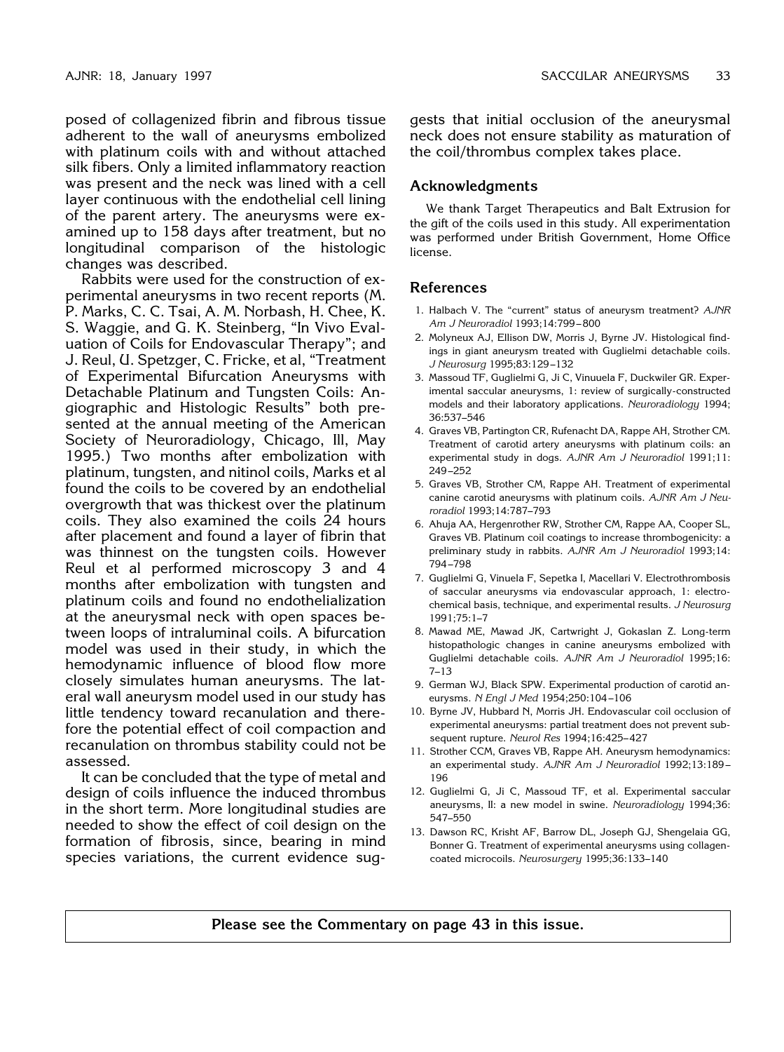posed of collagenized fibrin and fibrous tissue adherent to the wall of aneurysms embolized with platinum coils with and without attached silk fibers. Only a limited inflammatory reaction was present and the neck was lined with a cell layer continuous with the endothelial cell lining of the parent artery. The aneurysms were examined up to 158 days after treatment, but no longitudinal comparison of the histologic changes was described.

Rabbits were used for the construction of experimental aneurysms in two recent reports (M. P. Marks, C. C. Tsai, A. M. Norbash, H. Chee, K. S. Waggie, and G. K. Steinberg, "In Vivo Evaluation of Coils for Endovascular Therapy"; and J. Reul, U. Spetzger, C. Fricke, et al, "Treatment of Experimental Bifurcation Aneurysms with Detachable Platinum and Tungsten Coils: Angiographic and Histologic Results" both presented at the annual meeting of the American Society of Neuroradiology, Chicago, Ill, May 1995.) Two months after embolization with platinum, tungsten, and nitinol coils, Marks et al found the coils to be covered by an endothelial overgrowth that was thickest over the platinum coils. They also examined the coils 24 hours after placement and found a layer of fibrin that was thinnest on the tungsten coils. However Reul et al performed microscopy 3 and 4 months after embolization with tungsten and platinum coils and found no endothelialization at the aneurysmal neck with open spaces between loops of intraluminal coils. A bifurcation model was used in their study, in which the hemodynamic influence of blood flow more closely simulates human aneurysms. The lateral wall aneurysm model used in our study has little tendency toward recanulation and therefore the potential effect of coil compaction and recanulation on thrombus stability could not be assessed.

It can be concluded that the type of metal and design of coils influence the induced thrombus in the short term. More longitudinal studies are needed to show the effect of coil design on the formation of fibrosis, since, bearing in mind species variations, the current evidence suggests that initial occlusion of the aneurysmal neck does not ensure stability as maturation of the coil/thrombus complex takes place.

## Acknowledgments

We thank Target Therapeutics and Balt Extrusion for the gift of the coils used in this study. All experimentation was performed under British Government, Home Office license.

## References

1. Halbach V. The "current" status of aneurysm treatment? *AJNR Am J Neuroradiol* 1993;14:799–800
2. Molyneux AJ, Ellison DW, Morris J, Byrne JV. Histological findings in giant aneurysm treated with Guglielmi detachable coils. *J Neurosurg* 1995;83:129–132
3. Massoud TF, Guglielmi G, Ji C, Vinuuela F, Duckwiler GR. Experimental saccular aneurysms, 1: review of surgically-constructed models and their laboratory applications. *Neuroradiology* 1994; 36:537–546
4. Graves VB, Partington CR, Rufenacht DA, Rappe AH, Strother CM. Treatment of carotid artery aneurysms with platinum coils: an experimental study in dogs. *AJNR Am J Neuroradiol* 1991;11: 249–252
5. Graves VB, Strother CM, Rappe AH. Treatment of experimental canine carotid aneurysms with platinum coils. *AJNR Am J Neuroradiol* 1993;14:787–793
6. Ahuja AA, Hergenrother RW, Strother CM, Rappe AA, Cooper SL, Graves VB. Platinum coil coatings to increase thrombogenicity: a preliminary study in rabbits. *AJNR Am J Neuroradiol* 1993;14: 794–798
7. Guglielmi G, Vinuela F, Sepetka I, Macellari V. Electrothrombosis of saccular aneurysms via endovascular approach, 1: electrochemical basis, technique, and experimental results. *J Neurosurg* 1991;75:1–7
8. Mawad ME, Mawad JK, Cartwright J, Gokaslan Z. Long-term histopathologic changes in canine aneurysms embolized with Guglielmi detachable coils. *AJNR Am J Neuroradiol* 1995;16: 7–13
9. German WJ, Black SPW. Experimental production of carotid aneurysms. *N Engl J Med* 1954;250:104–106
10. Byrne JV, Hubbard N, Morris JH. Endovascular coil occlusion of experimental aneurysms: partial treatment does not prevent subsequent rupture. *Neurol Res* 1994;16:425–427
11. Strother CCM, Graves VB, Rappe AH. Aneurysm hemodynamics: an experimental study. *AJNR Am J Neuroradiol* 1992;13:189–196
12. Guglielmi G, Ji C, Massoud TF, et al. Experimental saccular aneurysms, II: a new model in swine. *Neuroradiology* 1994;36: 547–550
13. Dawson RC, Krisht AF, Barrow DL, Joseph GJ, Shengelaia GG, Bonner G. Treatment of experimental aneurysms using collagen-coated microcoils. *Neurosurgery* 1995;36:133–140

**Please see the Commentary on page 43 in this issue.**